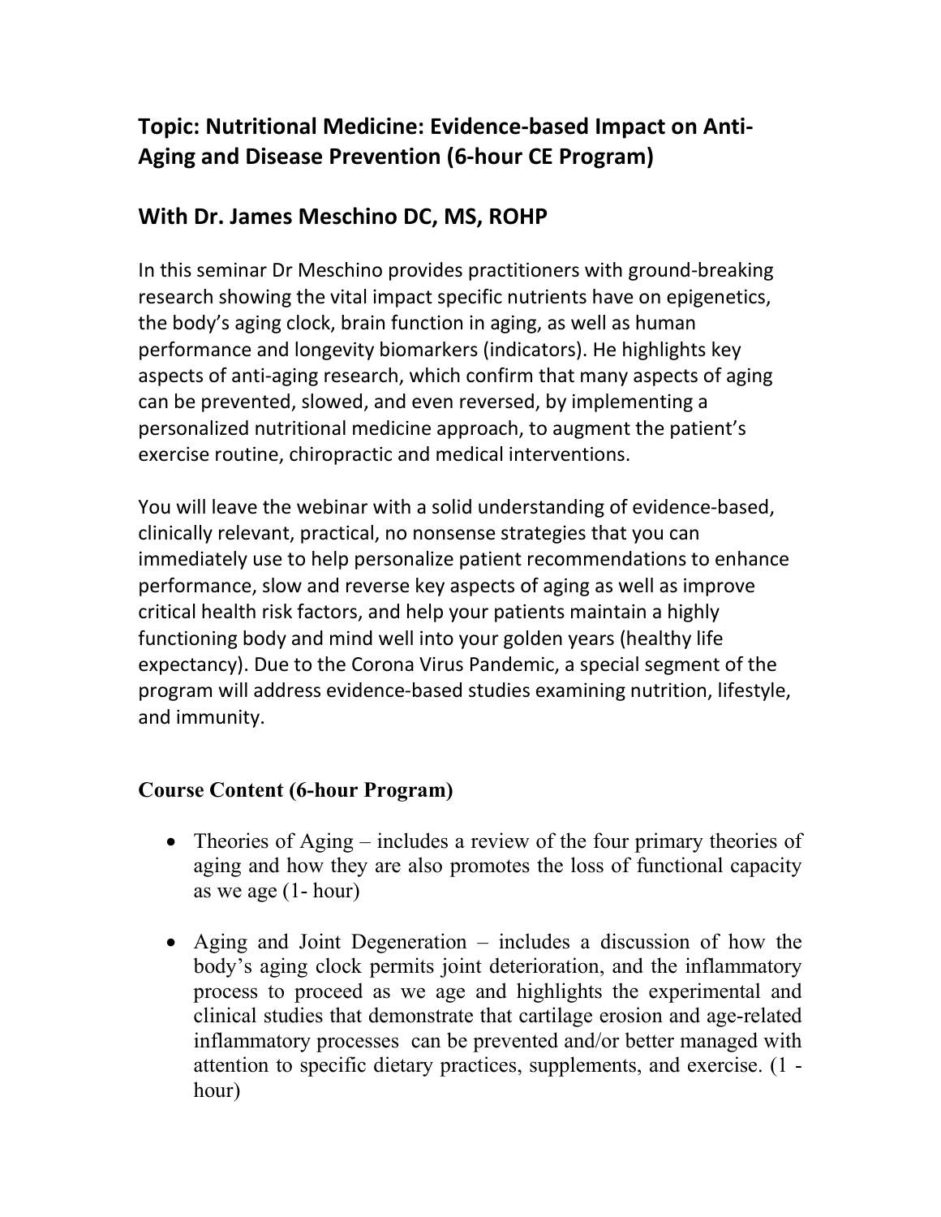## Topic: Nutritional Medicine: Evidence-based Impact on Anti-Aging and Disease Prevention (6-hour CE Program)

## With Dr. James Meschino DC, MS, ROHP

In this seminar Dr Meschino provides practitioners with ground-breaking research showing the vital impact specific nutrients have on epigenetics, the body's aging clock, brain function in aging, as well as human performance and longevity biomarkers (indicators). He highlights key aspects of anti-aging research, which confirm that many aspects of aging can be prevented, slowed, and even reversed, by implementing a personalized nutritional medicine approach, to augment the patient's exercise routine, chiropractic and medical interventions.

You will leave the webinar with a solid understanding of evidence-based, clinically relevant, practical, no nonsense strategies that you can immediately use to help personalize patient recommendations to enhance performance, slow and reverse key aspects of aging as well as improve critical health risk factors, and help your patients maintain a highly functioning body and mind well into your golden years (healthy life expectancy). Due to the Corona Virus Pandemic, a special segment of the program will address evidence-based studies examining nutrition, lifestyle, and immunity.

### Course Content (6-hour Program)

- Theories of Aging – includes a review of the four primary theories of aging and how they are also promotes the loss of functional capacity as we age (1- hour)
- Aging and Joint Degeneration – includes a discussion of how the body's aging clock permits joint deterioration, and the inflammatory process to proceed as we age and highlights the experimental and clinical studies that demonstrate that cartilage erosion and age-related inflammatory processes can be prevented and/or better managed with attention to specific dietary practices, supplements, and exercise. (1 - hour)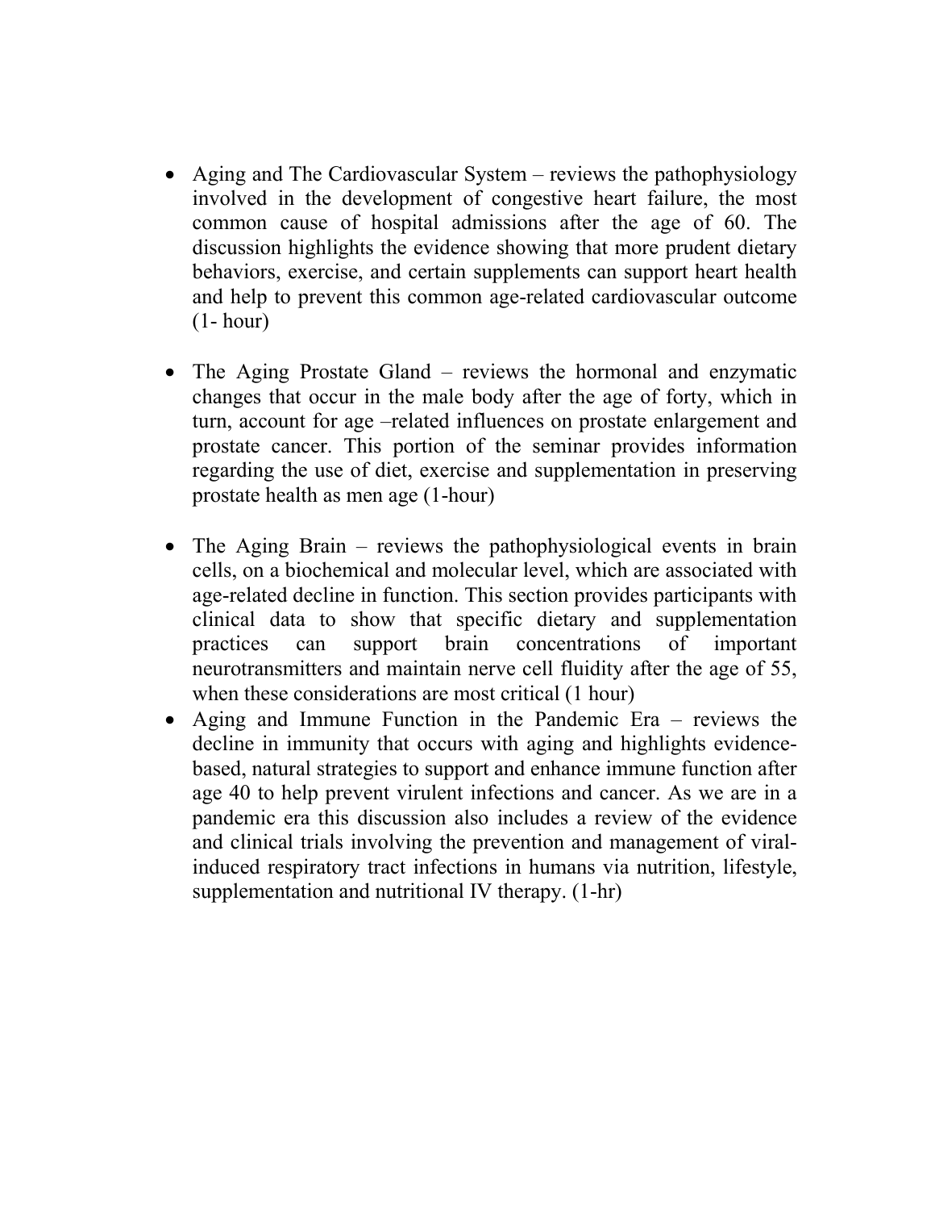- Aging and The Cardiovascular System – reviews the pathophysiology involved in the development of congestive heart failure, the most common cause of hospital admissions after the age of 60. The discussion highlights the evidence showing that more prudent dietary behaviors, exercise, and certain supplements can support heart health and help to prevent this common age-related cardiovascular outcome (1- hour)

- The Aging Prostate Gland – reviews the hormonal and enzymatic changes that occur in the male body after the age of forty, which in turn, account for age –related influences on prostate enlargement and prostate cancer. This portion of the seminar provides information regarding the use of diet, exercise and supplementation in preserving prostate health as men age (1-hour)

- The Aging Brain – reviews the pathophysiological events in brain cells, on a biochemical and molecular level, which are associated with age-related decline in function. This section provides participants with clinical data to show that specific dietary and supplementation practices can support brain concentrations of important neurotransmitters and maintain nerve cell fluidity after the age of 55, when these considerations are most critical (1 hour)
- Aging and Immune Function in the Pandemic Era – reviews the decline in immunity that occurs with aging and highlights evidence-based, natural strategies to support and enhance immune function after age 40 to help prevent virulent infections and cancer. As we are in a pandemic era this discussion also includes a review of the evidence and clinical trials involving the prevention and management of viral-induced respiratory tract infections in humans via nutrition, lifestyle, supplementation and nutritional IV therapy. (1-hr)